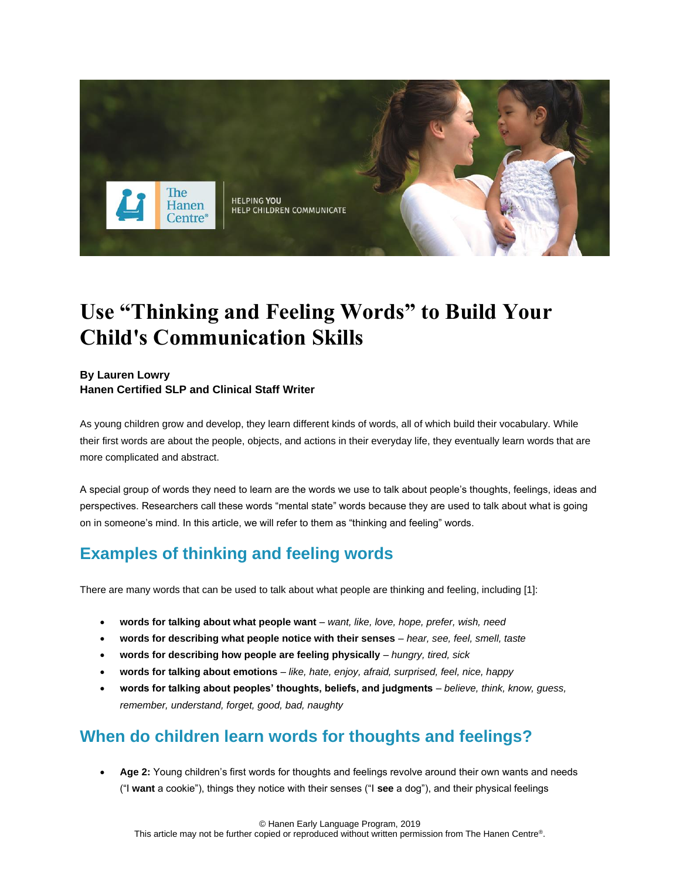# Use "Thinking and Feeling Words" to Build Your Child's Communication Skills

**By Lauren Lowry**
**Hanen Certified SLP and Clinical Staff Writer**

As young children grow and develop, they learn different kinds of words, all of which build their vocabulary. While their first words are about the people, objects, and actions in their everyday life, they eventually learn words that are more complicated and abstract.

A special group of words they need to learn are the words we use to talk about people's thoughts, feelings, ideas and perspectives. Researchers call these words "mental state" words because they are used to talk about what is going on in someone's mind. In this article, we will refer to them as "thinking and feeling" words.

## Examples of thinking and feeling words

There are many words that can be used to talk about what people are thinking and feeling, including [1]:

- **words for talking about what people want** – *want, like, love, hope, prefer, wish, need*
- **words for describing what people notice with their senses** – *hear, see, feel, smell, taste*
- **words for describing how people are feeling physically** – *hungry, tired, sick*
- **words for talking about emotions** – *like, hate, enjoy, afraid, surprised, feel, nice, happy*
- **words for talking about peoples' thoughts, beliefs, and judgments** – *believe, think, know, guess, remember, understand, forget, good, bad, naughty*

## When do children learn words for thoughts and feelings?

- **Age 2:** Young children's first words for thoughts and feelings revolve around their own wants and needs ("I **want** a cookie"), things they notice with their senses ("I **see** a dog"), and their physical feelings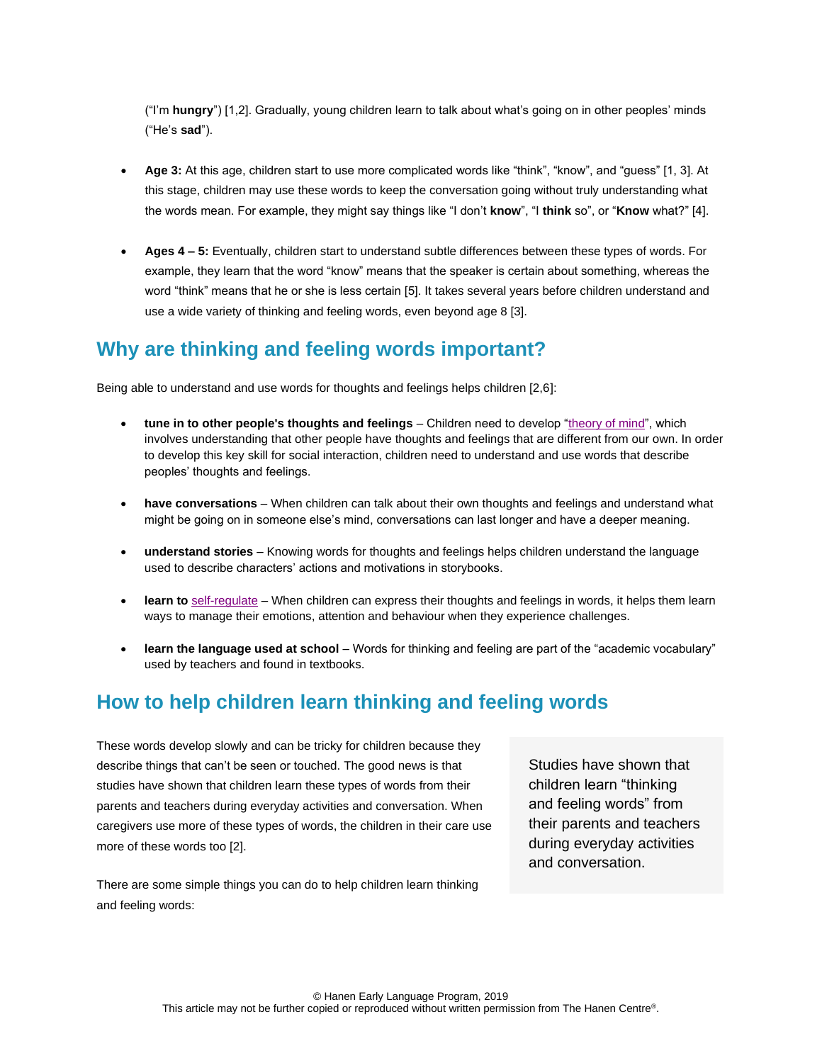("I'm **hungry**") [1,2]. Gradually, young children learn to talk about what's going on in other peoples' minds ("He's **sad**").

- **Age 3:** At this age, children start to use more complicated words like "think", "know", and "guess" [1, 3]. At this stage, children may use these words to keep the conversation going without truly understanding what the words mean. For example, they might say things like "I don't **know**", "I **think** so", or "**Know** what?" [4].

- **Ages 4 – 5:** Eventually, children start to understand subtle differences between these types of words. For example, they learn that the word "know" means that the speaker is certain about something, whereas the word "think" means that he or she is less certain [5]. It takes several years before children understand and use a wide variety of thinking and feeling words, even beyond age 8 [3].

## Why are thinking and feeling words important?

Being able to understand and use words for thoughts and feelings helps children [2,6]:

- **tune in to other people's thoughts and feelings** – Children need to develop "theory of mind", which involves understanding that other people have thoughts and feelings that are different from our own. In order to develop this key skill for social interaction, children need to understand and use words that describe peoples' thoughts and feelings.

- **have conversations** – When children can talk about their own thoughts and feelings and understand what might be going on in someone else's mind, conversations can last longer and have a deeper meaning.

- **understand stories** – Knowing words for thoughts and feelings helps children understand the language used to describe characters' actions and motivations in storybooks.

- **learn to** self-regulate – When children can express their thoughts and feelings in words, it helps them learn ways to manage their emotions, attention and behaviour when they experience challenges.

- **learn the language used at school** – Words for thinking and feeling are part of the "academic vocabulary" used by teachers and found in textbooks.

## How to help children learn thinking and feeling words

These words develop slowly and can be tricky for children because they describe things that can't be seen or touched. The good news is that studies have shown that children learn these types of words from their parents and teachers during everyday activities and conversation. When caregivers use more of these types of words, the children in their care use more of these words too [2].

> Studies have shown that children learn "thinking and feeling words" from their parents and teachers during everyday activities and conversation.

There are some simple things you can do to help children learn thinking and feeling words: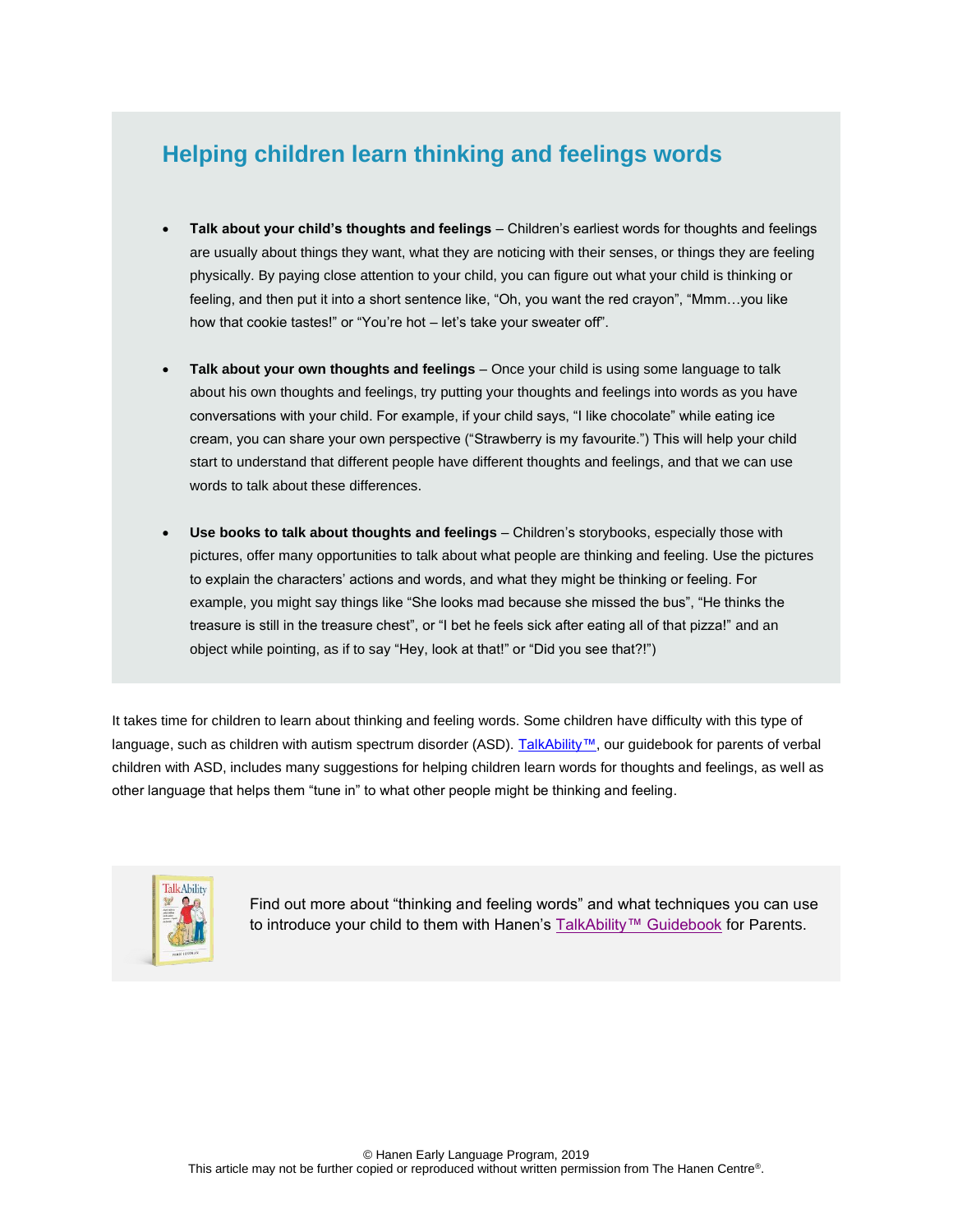## Helping children learn thinking and feelings words

- **Talk about your child's thoughts and feelings** – Children's earliest words for thoughts and feelings are usually about things they want, what they are noticing with their senses, or things they are feeling physically. By paying close attention to your child, you can figure out what your child is thinking or feeling, and then put it into a short sentence like, "Oh, you want the red crayon", "Mmm…you like how that cookie tastes!" or "You're hot – let's take your sweater off".

- **Talk about your own thoughts and feelings** – Once your child is using some language to talk about his own thoughts and feelings, try putting your thoughts and feelings into words as you have conversations with your child. For example, if your child says, "I like chocolate" while eating ice cream, you can share your own perspective ("Strawberry is my favourite.") This will help your child start to understand that different people have different thoughts and feelings, and that we can use words to talk about these differences.

- **Use books to talk about thoughts and feelings** – Children's storybooks, especially those with pictures, offer many opportunities to talk about what people are thinking and feeling. Use the pictures to explain the characters' actions and words, and what they might be thinking or feeling. For example, you might say things like "She looks mad because she missed the bus", "He thinks the treasure is still in the treasure chest", or "I bet he feels sick after eating all of that pizza!" and an object while pointing, as if to say "Hey, look at that!" or "Did you see that?!")

It takes time for children to learn about thinking and feeling words. Some children have difficulty with this type of language, such as children with autism spectrum disorder (ASD). TalkAbility™, our guidebook for parents of verbal children with ASD, includes many suggestions for helping children learn words for thoughts and feelings, as well as other language that helps them "tune in" to what other people might be thinking and feeling.

Find out more about "thinking and feeling words" and what techniques you can use to introduce your child to them with Hanen's TalkAbility™ Guidebook for Parents.

© Hanen Early Language Program, 2019
This article may not be further copied or reproduced without written permission from The Hanen Centre®.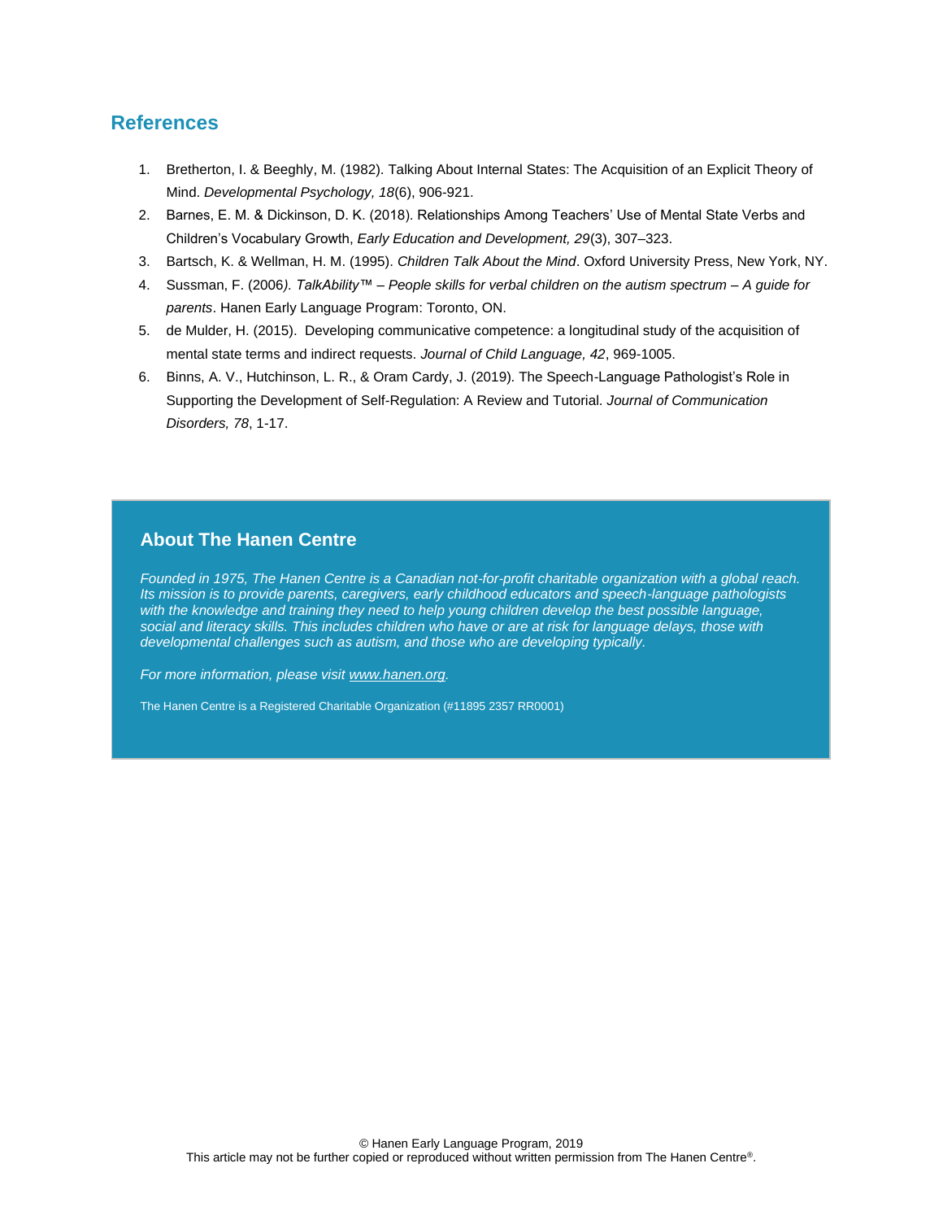## References

1. Bretherton, I. & Beeghly, M. (1982). Talking About Internal States: The Acquisition of an Explicit Theory of Mind. *Developmental Psychology, 18*(6), 906-921.
2. Barnes, E. M. & Dickinson, D. K. (2018). Relationships Among Teachers' Use of Mental State Verbs and Children's Vocabulary Growth, *Early Education and Development, 29*(3), 307–323.
3. Bartsch, K. & Wellman, H. M. (1995). *Children Talk About the Mind*. Oxford University Press, New York, NY.
4. Sussman, F. (2006*). TalkAbility™ – People skills for verbal children on the autism spectrum – A guide for parents*. Hanen Early Language Program: Toronto, ON.
5. de Mulder, H. (2015). Developing communicative competence: a longitudinal study of the acquisition of mental state terms and indirect requests. *Journal of Child Language, 42*, 969-1005.
6. Binns, A. V., Hutchinson, L. R., & Oram Cardy, J. (2019). The Speech-Language Pathologist's Role in Supporting the Development of Self-Regulation: A Review and Tutorial. *Journal of Communication Disorders, 78*, 1-17.

### About The Hanen Centre

*Founded in 1975, The Hanen Centre is a Canadian not-for-profit charitable organization with a global reach. Its mission is to provide parents, caregivers, early childhood educators and speech-language pathologists with the knowledge and training they need to help young children develop the best possible language, social and literacy skills. This includes children who have or are at risk for language delays, those with developmental challenges such as autism, and those who are developing typically.*

*For more information, please visit www.hanen.org.*

The Hanen Centre is a Registered Charitable Organization (#11895 2357 RR0001)

© Hanen Early Language Program, 2019
This article may not be further copied or reproduced without written permission from The Hanen Centre®.